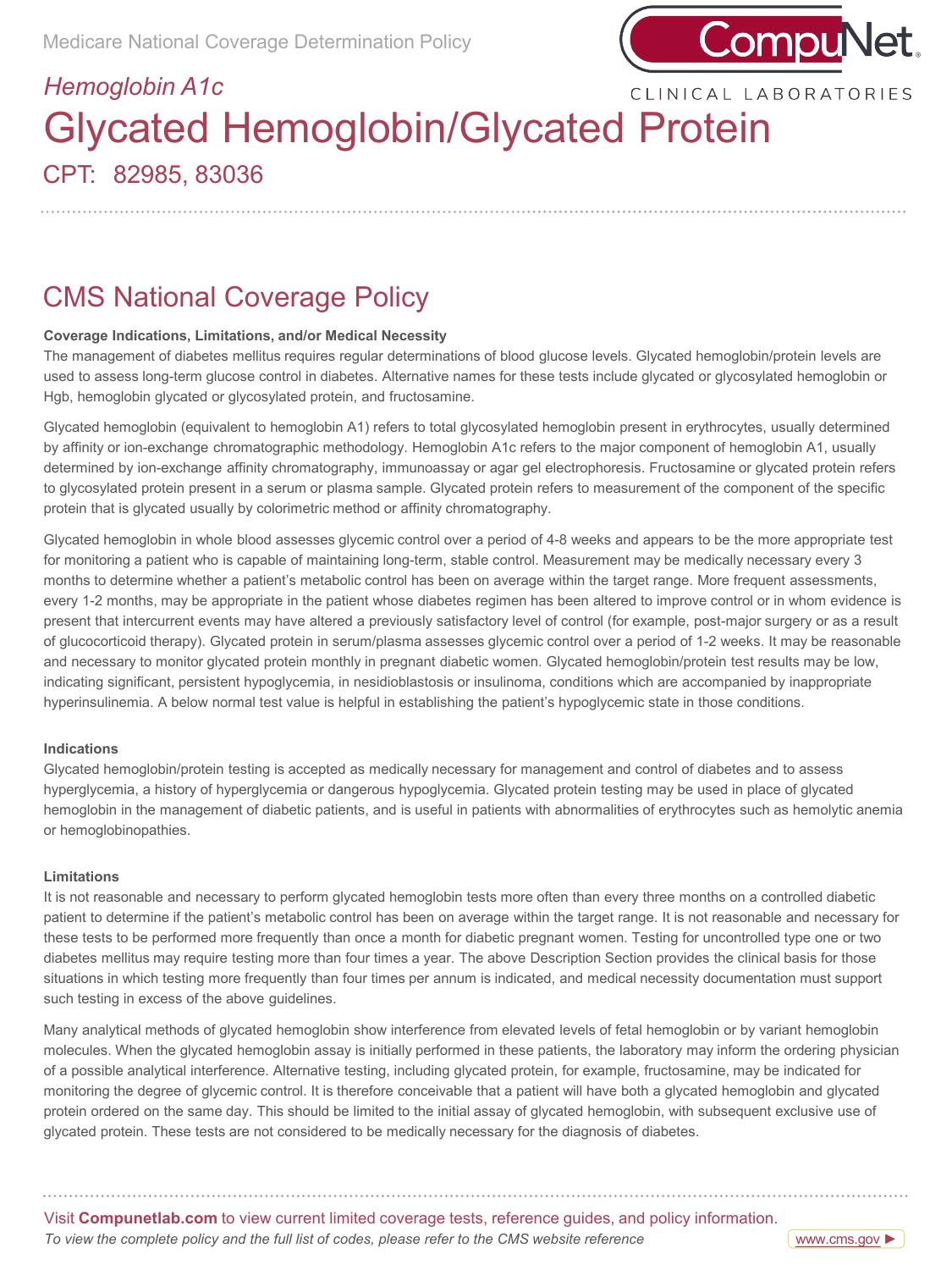Medicare National Coverage Determination Policy

CompuNet CLINICAL LABORATORIES

*Hemoglobin A1c*

# Glycated Hemoglobin/Glycated Protein

CPT: 82985, 83036

## CMS National Coverage Policy

**Coverage Indications, Limitations, and/or Medical Necessity**

The management of diabetes mellitus requires regular determinations of blood glucose levels. Glycated hemoglobin/protein levels are used to assess long-term glucose control in diabetes. Alternative names for these tests include glycated or glycosylated hemoglobin or Hgb, hemoglobin glycated or glycosylated protein, and fructosamine.

Glycated hemoglobin (equivalent to hemoglobin A1) refers to total glycosylated hemoglobin present in erythrocytes, usually determined by affinity or ion-exchange chromatographic methodology. Hemoglobin A1c refers to the major component of hemoglobin A1, usually determined by ion-exchange affinity chromatography, immunoassay or agar gel electrophoresis. Fructosamine or glycated protein refers to glycosylated protein present in a serum or plasma sample. Glycated protein refers to measurement of the component of the specific protein that is glycated usually by colorimetric method or affinity chromatography.

Glycated hemoglobin in whole blood assesses glycemic control over a period of 4-8 weeks and appears to be the more appropriate test for monitoring a patient who is capable of maintaining long-term, stable control. Measurement may be medically necessary every 3 months to determine whether a patient's metabolic control has been on average within the target range. More frequent assessments, every 1-2 months, may be appropriate in the patient whose diabetes regimen has been altered to improve control or in whom evidence is present that intercurrent events may have altered a previously satisfactory level of control (for example, post-major surgery or as a result of glucocorticoid therapy). Glycated protein in serum/plasma assesses glycemic control over a period of 1-2 weeks. It may be reasonable and necessary to monitor glycated protein monthly in pregnant diabetic women. Glycated hemoglobin/protein test results may be low, indicating significant, persistent hypoglycemia, in nesidioblastosis or insulinoma, conditions which are accompanied by inappropriate hyperinsulinemia. A below normal test value is helpful in establishing the patient's hypoglycemic state in those conditions.

**Indications**

Glycated hemoglobin/protein testing is accepted as medically necessary for management and control of diabetes and to assess hyperglycemia, a history of hyperglycemia or dangerous hypoglycemia. Glycated protein testing may be used in place of glycated hemoglobin in the management of diabetic patients, and is useful in patients with abnormalities of erythrocytes such as hemolytic anemia or hemoglobinopathies.

**Limitations**

It is not reasonable and necessary to perform glycated hemoglobin tests more often than every three months on a controlled diabetic patient to determine if the patient's metabolic control has been on average within the target range. It is not reasonable and necessary for these tests to be performed more frequently than once a month for diabetic pregnant women. Testing for uncontrolled type one or two diabetes mellitus may require testing more than four times a year. The above Description Section provides the clinical basis for those situations in which testing more frequently than four times per annum is indicated, and medical necessity documentation must support such testing in excess of the above guidelines.

Many analytical methods of glycated hemoglobin show interference from elevated levels of fetal hemoglobin or by variant hemoglobin molecules. When the glycated hemoglobin assay is initially performed in these patients, the laboratory may inform the ordering physician of a possible analytical interference. Alternative testing, including glycated protein, for example, fructosamine, may be indicated for monitoring the degree of glycemic control. It is therefore conceivable that a patient will have both a glycated hemoglobin and glycated protein ordered on the same day. This should be limited to the initial assay of glycated hemoglobin, with subsequent exclusive use of glycated protein. These tests are not considered to be medically necessary for the diagnosis of diabetes.

Visit **Compunetlab.com** to view current limited coverage tests, reference guides, and policy information.

*To view the complete policy and the full list of codes, please refer to the CMS website reference* www.cms.gov ►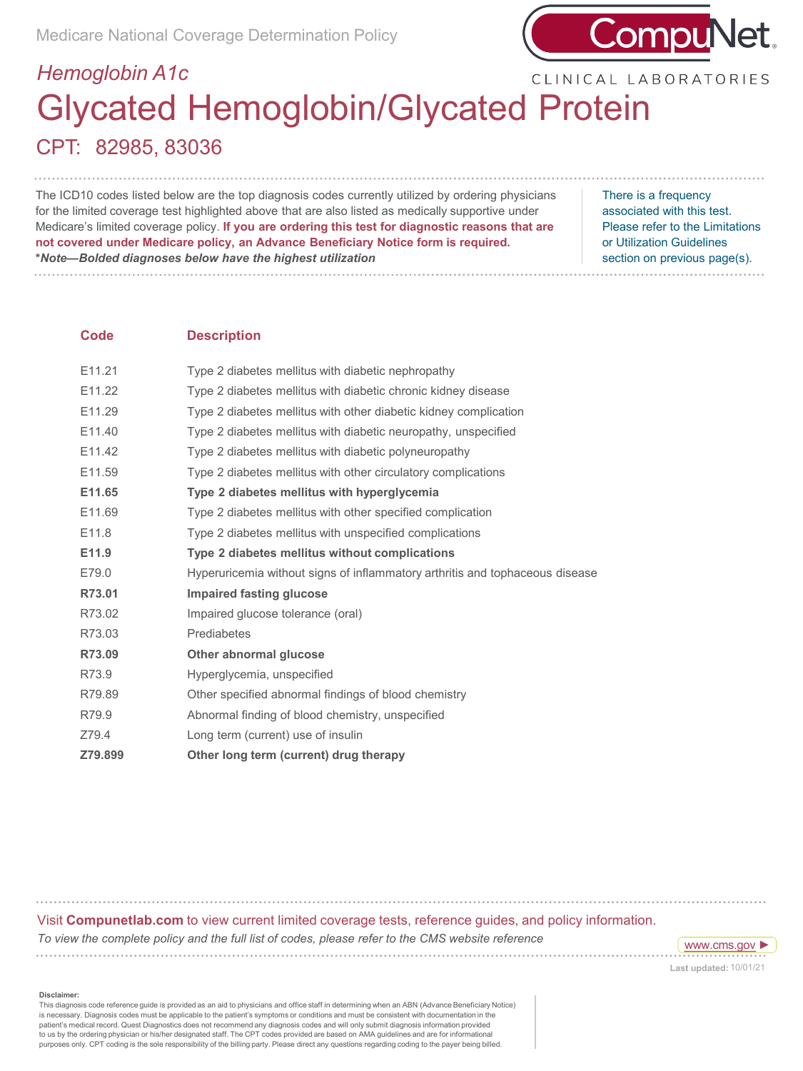Medicare National Coverage Determination Policy

CompuNet CLINICAL LABORATORIES

*Hemoglobin A1c*

# Glycated Hemoglobin/Glycated Protein

## CPT: 82985, 83036

The ICD10 codes listed below are the top diagnosis codes currently utilized by ordering physicians for the limited coverage test highlighted above that are also listed as medically supportive under Medicare's limited coverage policy. **If you are ordering this test for diagnostic reasons that are not covered under Medicare policy, an Advance Beneficiary Notice form is required.**
***Note—Bolded diagnoses below have the highest utilization***

There is a frequency associated with this test. Please refer to the Limitations or Utilization Guidelines section on previous page(s).

| Code | Description |
|---|---|
| E11.21 | Type 2 diabetes mellitus with diabetic nephropathy |
| E11.22 | Type 2 diabetes mellitus with diabetic chronic kidney disease |
| E11.29 | Type 2 diabetes mellitus with other diabetic kidney complication |
| E11.40 | Type 2 diabetes mellitus with diabetic neuropathy, unspecified |
| E11.42 | Type 2 diabetes mellitus with diabetic polyneuropathy |
| E11.59 | Type 2 diabetes mellitus with other circulatory complications |
| **E11.65** | **Type 2 diabetes mellitus with hyperglycemia** |
| E11.69 | Type 2 diabetes mellitus with other specified complication |
| E11.8 | Type 2 diabetes mellitus with unspecified complications |
| **E11.9** | **Type 2 diabetes mellitus without complications** |
| E79.0 | Hyperuricemia without signs of inflammatory arthritis and tophaceous disease |
| **R73.01** | **Impaired fasting glucose** |
| R73.02 | Impaired glucose tolerance (oral) |
| R73.03 | Prediabetes |
| **R73.09** | **Other abnormal glucose** |
| R73.9 | Hyperglycemia, unspecified |
| R79.89 | Other specified abnormal findings of blood chemistry |
| R79.9 | Abnormal finding of blood chemistry, unspecified |
| Z79.4 | Long term (current) use of insulin |
| **Z79.899** | **Other long term (current) drug therapy** |

Visit **Compunetlab.com** to view current limited coverage tests, reference guides, and policy information.

*To view the complete policy and the full list of codes, please refer to the CMS website reference* www.cms.gov ►

**Last updated:** 10/01/21

**Disclaimer:**
This diagnosis code reference guide is provided as an aid to physicians and office staff in determining when an ABN (Advance Beneficiary Notice) is necessary. Diagnosis codes must be applicable to the patient's symptoms or conditions and must be consistent with documentation in the patient's medical record. Quest Diagnostics does not recommend any diagnosis codes and will only submit diagnosis information provided to us by the ordering physician or his/her designated staff. The CPT codes provided are based on AMA guidelines and are for informational purposes only. CPT coding is the sole responsibility of the billing party. Please direct any questions regarding coding to the payer being billed.